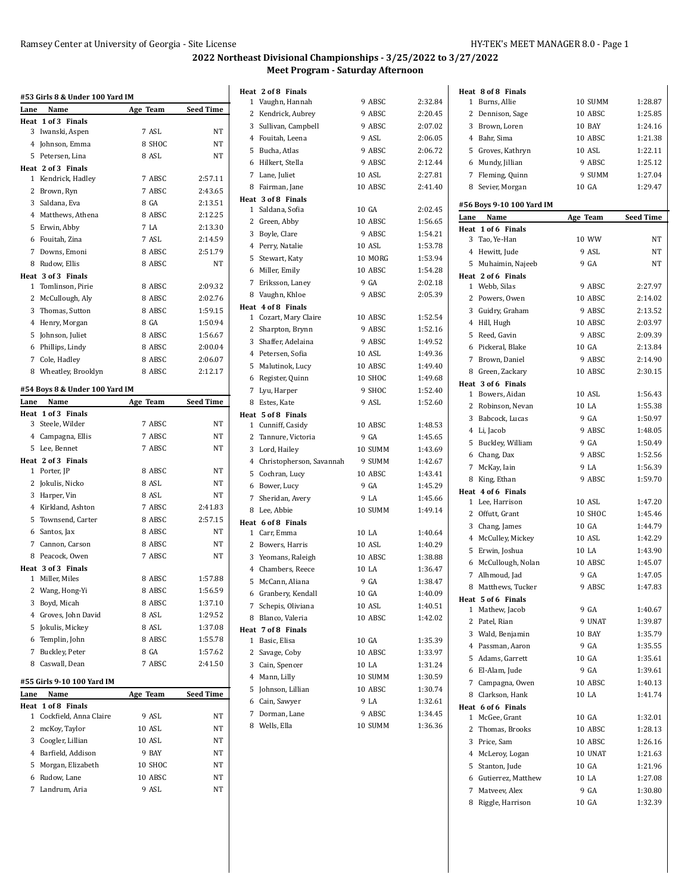## 2022 Northeast Divisional Championships - 3/25/2022 to 3/27/2022

### Meet Program - Saturday Afternoon

#### #53 Girls 8 & Under 100 Yard IM

| Lane | Name | Age | Team | Seed Time |
|---|---|---|---|---|
| **Heat 1 of 3 Finals** | | | | |
| 3 | Iwanski, Aspen | 7 | ASL | NT |
| 4 | Johnson, Emma | 8 | SHOC | NT |
| 5 | Petersen, Lina | 8 | ASL | NT |
| **Heat 2 of 3 Finals** | | | | |
| 1 | Kendrick, Hadley | 7 | ABSC | 2:57.11 |
| 2 | Brown, Ryn | 7 | ABSC | 2:43.65 |
| 3 | Saldana, Eva | 8 | GA | 2:13.51 |
| 4 | Matthews, Athena | 8 | ABSC | 2:12.25 |
| 5 | Erwin, Abby | 7 | LA | 2:13.30 |
| 6 | Fouitah, Zina | 7 | ASL | 2:14.59 |
| 7 | Downs, Emoni | 8 | ABSC | 2:51.79 |
| 8 | Rudow, Ellis | 8 | ABSC | NT |
| **Heat 3 of 3 Finals** | | | | |
| 1 | Tomlinson, Pirie | 8 | ABSC | 2:09.32 |
| 2 | McCullough, Aly | 8 | ABSC | 2:02.76 |
| 3 | Thomas, Sutton | 8 | ABSC | 1:59.15 |
| 4 | Henry, Morgan | 8 | GA | 1:50.94 |
| 5 | Johnson, Juliet | 8 | ABSC | 1:56.67 |
| 6 | Phillips, Lindy | 8 | ABSC | 2:00.04 |
| 7 | Cole, Hadley | 8 | ABSC | 2:06.07 |
| 8 | Wheatley, Brooklyn | 8 | ABSC | 2:12.17 |

#### #54 Boys 8 & Under 100 Yard IM

| Lane | Name | Age | Team | Seed Time |
|---|---|---|---|---|
| **Heat 1 of 3 Finals** | | | | |
| 3 | Steele, Wilder | 7 | ABSC | NT |
| 4 | Campagna, Ellis | 7 | ABSC | NT |
| 5 | Lee, Bennet | 7 | ABSC | NT |
| **Heat 2 of 3 Finals** | | | | |
| 1 | Porter, JP | 8 | ABSC | NT |
| 2 | Jokulis, Nicko | 8 | ASL | NT |
| 3 | Harper, Vin | 8 | ASL | NT |
| 4 | Kirkland, Ashton | 7 | ABSC | 2:41.83 |
| 5 | Townsend, Carter | 8 | ABSC | 2:57.15 |
| 6 | Santos, Jax | 8 | ABSC | NT |
| 7 | Cannon, Carson | 8 | ABSC | NT |
| 8 | Peacock, Owen | 7 | ABSC | NT |
| **Heat 3 of 3 Finals** | | | | |
| 1 | Miller, Miles | 8 | ABSC | 1:57.88 |
| 2 | Wang, Hong-Yi | 8 | ABSC | 1:56.59 |
| 3 | Boyd, Micah | 8 | ABSC | 1:37.10 |
| 4 | Groves, John David | 8 | ASL | 1:29.52 |
| 5 | Jokulis, Mickey | 8 | ASL | 1:37.08 |
| 6 | Templin, John | 8 | ABSC | 1:55.78 |
| 7 | Buckley, Peter | 8 | GA | 1:57.62 |
| 8 | Caswall, Dean | 7 | ABSC | 2:41.50 |

#### #55 Girls 9-10 100 Yard IM

| Lane | Name | Age | Team | Seed Time |
|---|---|---|---|---|
| **Heat 1 of 8 Finals** | | | | |
| 1 | Cockfield, Anna Claire | 9 | ASL | NT |
| 2 | mcKoy, Taylor | 10 | ASL | NT |
| 3 | Coogler, Lillian | 10 | ASL | NT |
| 4 | Barfield, Addison | 9 | BAY | NT |
| 5 | Morgan, Elizabeth | 10 | SHOC | NT |
| 6 | Rudow, Lane | 10 | ABSC | NT |
| 7 | Landrum, Aria | 9 | ASL | NT |
| **Heat 2 of 8 Finals** | | | | |
| 1 | Vaughn, Hannah | 9 | ABSC | 2:32.84 |
| 2 | Kendrick, Aubrey | 9 | ABSC | 2:20.45 |
| 3 | Sullivan, Campbell | 9 | ABSC | 2:07.02 |
| 4 | Fouitah, Leena | 9 | ASL | 2:06.05 |
| 5 | Bucha, Atlas | 9 | ABSC | 2:06.72 |
| 6 | Hilkert, Stella | 9 | ABSC | 2:12.44 |
| 7 | Lane, Juliet | 10 | ASL | 2:27.81 |
| 8 | Fairman, Jane | 10 | ABSC | 2:41.40 |
| **Heat 3 of 8 Finals** | | | | |
| 1 | Saldana, Sofia | 10 | GA | 2:02.45 |
| 2 | Green, Abby | 10 | ABSC | 1:56.65 |
| 3 | Boyle, Clare | 9 | ABSC | 1:54.21 |
| 4 | Perry, Natalie | 10 | ASL | 1:53.78 |
| 5 | Stewart, Katy | 10 | MORG | 1:53.94 |
| 6 | Miller, Emily | 10 | ABSC | 1:54.28 |
| 7 | Eriksson, Laney | 9 | GA | 2:02.18 |
| 8 | Vaughn, Khloe | 9 | ABSC | 2:05.39 |
| **Heat 4 of 8 Finals** | | | | |
| 1 | Cozart, Mary Claire | 10 | ABSC | 1:52.54 |
| 2 | Sharpton, Brynn | 9 | ABSC | 1:52.16 |
| 3 | Shaffer, Adelaina | 9 | ABSC | 1:49.52 |
| 4 | Petersen, Sofia | 10 | ASL | 1:49.36 |
| 5 | Malutinok, Lucy | 10 | ABSC | 1:49.40 |
| 6 | Register, Quinn | 10 | SHOC | 1:49.68 |
| 7 | Lyu, Harper | 9 | SHOC | 1:52.40 |
| 8 | Estes, Kate | 9 | ASL | 1:52.60 |
| **Heat 5 of 8 Finals** | | | | |
| 1 | Cunniff, Casidy | 10 | ABSC | 1:48.53 |
| 2 | Tannure, Victoria | 9 | GA | 1:45.65 |
| 3 | Lord, Hailey | 10 | SUMM | 1:43.69 |
| 4 | Christopherson, Savannah | 9 | SUMM | 1:42.67 |
| 5 | Cochran, Lucy | 10 | ABSC | 1:43.41 |
| 6 | Bower, Lucy | 9 | GA | 1:45.29 |
| 7 | Sheridan, Avery | 9 | LA | 1:45.66 |
| 8 | Lee, Abbie | 10 | SUMM | 1:49.14 |
| **Heat 6 of 8 Finals** | | | | |
| 1 | Carr, Emma | 10 | LA | 1:40.64 |
| 2 | Bowers, Harris | 10 | ASL | 1:40.29 |
| 3 | Yeomans, Raleigh | 10 | ABSC | 1:38.88 |
| 4 | Chambers, Reece | 10 | LA | 1:36.47 |
| 5 | McCann, Aliana | 9 | GA | 1:38.47 |
| 6 | Granbery, Kendall | 10 | GA | 1:40.09 |
| 7 | Schepis, Oliviana | 10 | ASL | 1:40.51 |
| 8 | Blanco, Valeria | 10 | ABSC | 1:42.02 |
| **Heat 7 of 8 Finals** | | | | |
| 1 | Basic, Elisa | 10 | GA | 1:35.39 |
| 2 | Savage, Coby | 10 | ABSC | 1:33.97 |
| 3 | Cain, Spencer | 10 | LA | 1:31.24 |
| 4 | Mann, Lilly | 10 | SUMM | 1:30.59 |
| 5 | Johnson, Lillian | 10 | ABSC | 1:30.74 |
| 6 | Cain, Sawyer | 9 | LA | 1:32.61 |
| 7 | Dorman, Lane | 9 | ABSC | 1:34.45 |
| 8 | Wells, Ella | 10 | SUMM | 1:36.36 |
| **Heat 8 of 8 Finals** | | | | |
| 1 | Burns, Allie | 10 | SUMM | 1:28.87 |
| 2 | Dennison, Sage | 10 | ABSC | 1:25.85 |
| 3 | Brown, Loren | 10 | BAY | 1:24.16 |
| 4 | Bahr, Sima | 10 | ABSC | 1:21.38 |
| 5 | Groves, Kathryn | 10 | ASL | 1:22.11 |
| 6 | Mundy, Jillian | 9 | ABSC | 1:25.12 |
| 7 | Fleming, Quinn | 9 | SUMM | 1:27.04 |
| 8 | Sevier, Morgan | 10 | GA | 1:29.47 |

#### #56 Boys 9-10 100 Yard IM

| Lane | Name | Age | Team | Seed Time |
|---|---|---|---|---|
| **Heat 1 of 6 Finals** | | | | |
| 3 | Tao, Ye-Han | 10 | WW | NT |
| 4 | Hewitt, Jude | 9 | ASL | NT |
| 5 | Muhaimin, Najeeb | 9 | GA | NT |
| **Heat 2 of 6 Finals** | | | | |
| 1 | Webb, Silas | 9 | ABSC | 2:27.97 |
| 2 | Powers, Owen | 10 | ABSC | 2:14.02 |
| 3 | Guidry, Graham | 9 | ABSC | 2:13.52 |
| 4 | Hill, Hugh | 10 | ABSC | 2:03.97 |
| 5 | Reed, Gavin | 9 | ABSC | 2:09.39 |
| 6 | Pickeral, Blake | 10 | GA | 2:13.84 |
| 7 | Brown, Daniel | 9 | ABSC | 2:14.90 |
| 8 | Green, Zackary | 10 | ABSC | 2:30.15 |
| **Heat 3 of 6 Finals** | | | | |
| 1 | Bowers, Aidan | 10 | ASL | 1:56.43 |
| 2 | Robinson, Nevan | 10 | LA | 1:55.38 |
| 3 | Babcock, Lucas | 9 | GA | 1:50.97 |
| 4 | Li, Jacob | 9 | ABSC | 1:48.05 |
| 5 | Buckley, William | 9 | GA | 1:50.49 |
| 6 | Chang, Dax | 9 | ABSC | 1:52.56 |
| 7 | McKay, Iain | 9 | LA | 1:56.39 |
| 8 | King, Ethan | 9 | ABSC | 1:59.70 |
| **Heat 4 of 6 Finals** | | | | |
| 1 | Lee, Harrison | 10 | ASL | 1:47.20 |
| 2 | Offutt, Grant | 10 | SHOC | 1:45.46 |
| 3 | Chang, James | 10 | GA | 1:44.79 |
| 4 | McCulley, Mickey | 10 | ASL | 1:42.29 |
| 5 | Erwin, Joshua | 10 | LA | 1:43.90 |
| 6 | McCullough, Nolan | 10 | ABSC | 1:45.07 |
| 7 | Alhmoud, Jad | 9 | GA | 1:47.05 |
| 8 | Matthews, Tucker | 9 | ABSC | 1:47.83 |
| **Heat 5 of 6 Finals** | | | | |
| 1 | Mathew, Jacob | 9 | GA | 1:40.67 |
| 2 | Patel, Rian | 9 | UNAT | 1:39.87 |
| 3 | Wald, Benjamin | 10 | BAY | 1:35.79 |
| 4 | Passman, Aaron | 9 | GA | 1:35.55 |
| 5 | Adams, Garrett | 10 | GA | 1:35.61 |
| 6 | El-Alam, Jude | 9 | GA | 1:39.61 |
| 7 | Campagna, Owen | 10 | ABSC | 1:40.13 |
| 8 | Clarkson, Hank | 10 | LA | 1:41.74 |
| **Heat 6 of 6 Finals** | | | | |
| 1 | McGee, Grant | 10 | GA | 1:32.01 |
| 2 | Thomas, Brooks | 10 | ABSC | 1:28.13 |
| 3 | Price, Sam | 10 | ABSC | 1:26.16 |
| 4 | McLeroy, Logan | 10 | UNAT | 1:21.63 |
| 5 | Stanton, Jude | 10 | GA | 1:21.96 |
| 6 | Gutierrez, Matthew | 10 | LA | 1:27.08 |
| 7 | Matveev, Alex | 9 | GA | 1:30.80 |
| 8 | Riggle, Harrison | 10 | GA | 1:32.39 |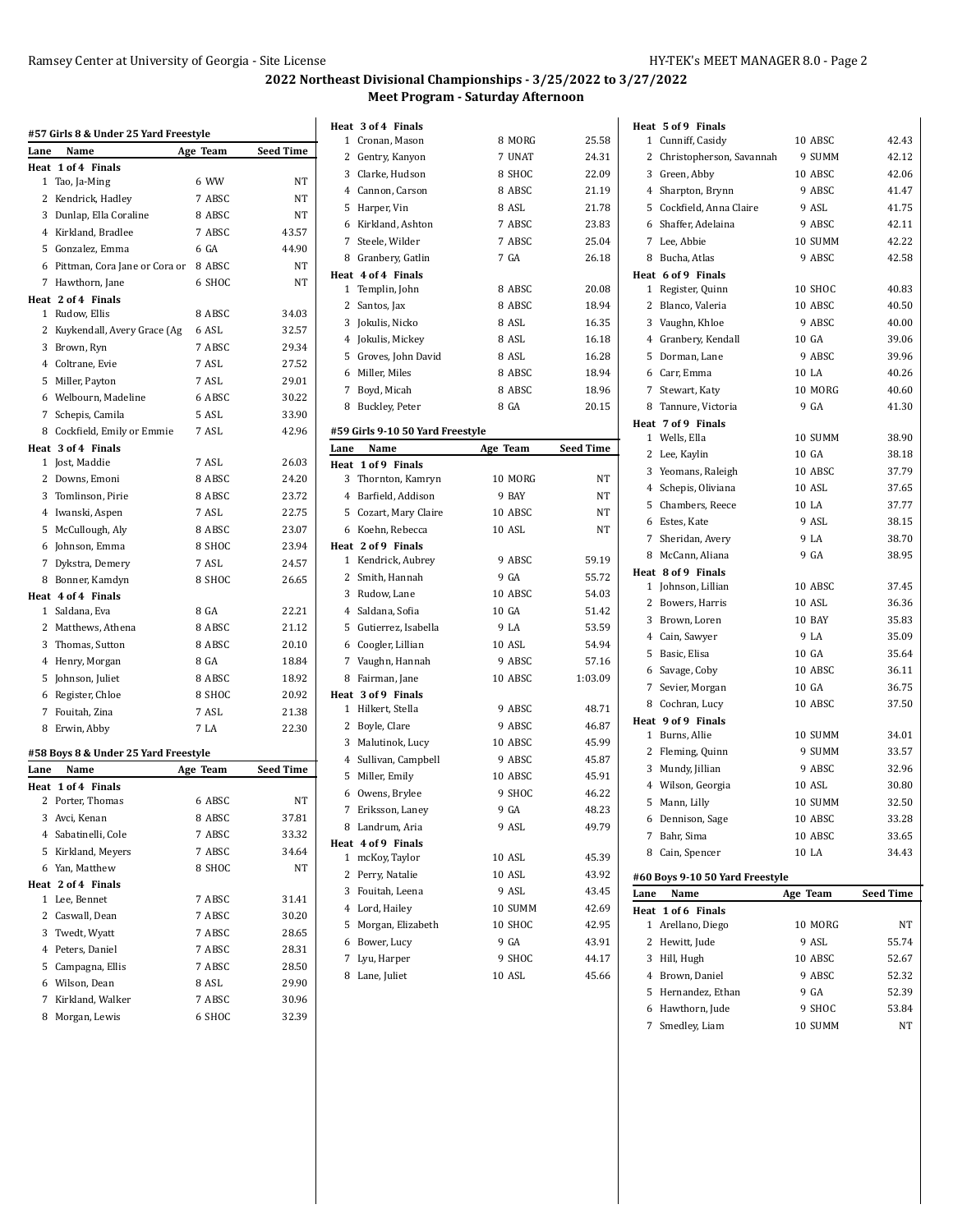## 2022 Northeast Divisional Championships - 3/25/2022 to 3/27/2022
### Meet Program - Saturday Afternoon

#### #57 Girls 8 & Under 25 Yard Freestyle

| Lane | Name | Age | Team | Seed Time |
|---|---|---|---|---|
| **Heat 1 of 4 Finals** | | | | |
| 1 | Tao, Ja-Ming | 6 | WW | NT |
| 2 | Kendrick, Hadley | 7 | ABSC | NT |
| 3 | Dunlap, Ella Coraline | 8 | ABSC | NT |
| 4 | Kirkland, Bradlee | 7 | ABSC | 43.57 |
| 5 | Gonzalez, Emma | 6 | GA | 44.90 |
| 6 | Pittman, Cora Jane or Cora or | 8 | ABSC | NT |
| 7 | Hawthorn, Jane | 6 | SHOC | NT |
| **Heat 2 of 4 Finals** | | | | |
| 1 | Rudow, Ellis | 8 | ABSC | 34.03 |
| 2 | Kuykendall, Avery Grace (Ag | 6 | ASL | 32.57 |
| 3 | Brown, Ryn | 7 | ABSC | 29.34 |
| 4 | Coltrane, Evie | 7 | ASL | 27.52 |
| 5 | Miller, Payton | 7 | ASL | 29.01 |
| 6 | Welbourn, Madeline | 6 | ABSC | 30.22 |
| 7 | Schepis, Camila | 5 | ASL | 33.90 |
| 8 | Cockfield, Emily or Emmie | 7 | ASL | 42.96 |
| **Heat 3 of 4 Finals** | | | | |
| 1 | Jost, Maddie | 7 | ASL | 26.03 |
| 2 | Downs, Emoni | 8 | ABSC | 24.20 |
| 3 | Tomlinson, Pirie | 8 | ABSC | 23.72 |
| 4 | Iwanski, Aspen | 7 | ASL | 22.75 |
| 5 | McCullough, Aly | 8 | ABSC | 23.07 |
| 6 | Johnson, Emma | 8 | SHOC | 23.94 |
| 7 | Dykstra, Demery | 7 | ASL | 24.57 |
| 8 | Bonner, Kamdyn | 8 | SHOC | 26.65 |
| **Heat 4 of 4 Finals** | | | | |
| 1 | Saldana, Eva | 8 | GA | 22.21 |
| 2 | Matthews, Athena | 8 | ABSC | 21.12 |
| 3 | Thomas, Sutton | 8 | ABSC | 20.10 |
| 4 | Henry, Morgan | 8 | GA | 18.84 |
| 5 | Johnson, Juliet | 8 | ABSC | 18.92 |
| 6 | Register, Chloe | 8 | SHOC | 20.92 |
| 7 | Fouitah, Zina | 7 | ASL | 21.38 |
| 8 | Erwin, Abby | 7 | LA | 22.30 |

#### #58 Boys 8 & Under 25 Yard Freestyle

| Lane | Name | Age | Team | Seed Time |
|---|---|---|---|---|
| **Heat 1 of 4 Finals** | | | | |
| 2 | Porter, Thomas | 6 | ABSC | NT |
| 3 | Avci, Kenan | 8 | ABSC | 37.81 |
| 4 | Sabatinelli, Cole | 7 | ABSC | 33.32 |
| 5 | Kirkland, Meyers | 7 | ABSC | 34.64 |
| 6 | Yan, Matthew | 8 | SHOC | NT |
| **Heat 2 of 4 Finals** | | | | |
| 1 | Lee, Bennet | 7 | ABSC | 31.41 |
| 2 | Caswall, Dean | 7 | ABSC | 30.20 |
| 3 | Twedt, Wyatt | 7 | ABSC | 28.65 |
| 4 | Peters, Daniel | 7 | ABSC | 28.31 |
| 5 | Campagna, Ellis | 7 | ABSC | 28.50 |
| 6 | Wilson, Dean | 8 | ASL | 29.90 |
| 7 | Kirkland, Walker | 7 | ABSC | 30.96 |
| 8 | Morgan, Lewis | 6 | SHOC | 32.39 |
| **Heat 3 of 4 Finals** | | | | |
| 1 | Cronan, Mason | 8 | MORG | 25.58 |
| 2 | Gentry, Kanyon | 7 | UNAT | 24.31 |
| 3 | Clarke, Hudson | 8 | SHOC | 22.09 |
| 4 | Cannon, Carson | 8 | ABSC | 21.19 |
| 5 | Harper, Vin | 8 | ASL | 21.78 |
| 6 | Kirkland, Ashton | 7 | ABSC | 23.83 |
| 7 | Steele, Wilder | 7 | ABSC | 25.04 |
| 8 | Granbery, Gatlin | 7 | GA | 26.18 |
| **Heat 4 of 4 Finals** | | | | |
| 1 | Templin, John | 8 | ABSC | 20.08 |
| 2 | Santos, Jax | 8 | ABSC | 18.94 |
| 3 | Jokulis, Nicko | 8 | ASL | 16.35 |
| 4 | Jokulis, Mickey | 8 | ASL | 16.18 |
| 5 | Groves, John David | 8 | ASL | 16.28 |
| 6 | Miller, Miles | 8 | ABSC | 18.94 |
| 7 | Boyd, Micah | 8 | ABSC | 18.96 |
| 8 | Buckley, Peter | 8 | GA | 20.15 |

#### #59 Girls 9-10 50 Yard Freestyle

| Lane | Name | Age | Team | Seed Time |
|---|---|---|---|---|
| **Heat 1 of 9 Finals** | | | | |
| 3 | Thornton, Kamryn | 10 | MORG | NT |
| 4 | Barfield, Addison | 9 | BAY | NT |
| 5 | Cozart, Mary Claire | 10 | ABSC | NT |
| 6 | Koehn, Rebecca | 10 | ASL | NT |
| **Heat 2 of 9 Finals** | | | | |
| 1 | Kendrick, Aubrey | 9 | ABSC | 59.19 |
| 2 | Smith, Hannah | 9 | GA | 55.72 |
| 3 | Rudow, Lane | 10 | ABSC | 54.03 |
| 4 | Saldana, Sofia | 10 | GA | 51.42 |
| 5 | Gutierrez, Isabella | 9 | LA | 53.59 |
| 6 | Coogler, Lillian | 10 | ASL | 54.94 |
| 7 | Vaughn, Hannah | 9 | ABSC | 57.16 |
| 8 | Fairman, Jane | 10 | ABSC | 1:03.09 |
| **Heat 3 of 9 Finals** | | | | |
| 1 | Hilkert, Stella | 9 | ABSC | 48.71 |
| 2 | Boyle, Clare | 9 | ABSC | 46.87 |
| 3 | Malutinok, Lucy | 10 | ABSC | 45.99 |
| 4 | Sullivan, Campbell | 9 | ABSC | 45.87 |
| 5 | Miller, Emily | 10 | ABSC | 45.91 |
| 6 | Owens, Brylee | 9 | SHOC | 46.22 |
| 7 | Eriksson, Laney | 9 | GA | 48.23 |
| 8 | Landrum, Aria | 9 | ASL | 49.79 |
| **Heat 4 of 9 Finals** | | | | |
| 1 | mcKoy, Taylor | 10 | ASL | 45.39 |
| 2 | Perry, Natalie | 10 | ASL | 43.92 |
| 3 | Fouitah, Leena | 9 | ASL | 43.45 |
| 4 | Lord, Hailey | 10 | SUMM | 42.69 |
| 5 | Morgan, Elizabeth | 10 | SHOC | 42.95 |
| 6 | Bower, Lucy | 9 | GA | 43.91 |
| 7 | Lyu, Harper | 9 | SHOC | 44.17 |
| 8 | Lane, Juliet | 10 | ASL | 45.66 |
| **Heat 5 of 9 Finals** | | | | |
| 1 | Cunniff, Casidy | 10 | ABSC | 42.43 |
| 2 | Christopherson, Savannah | 9 | SUMM | 42.12 |
| 3 | Green, Abby | 10 | ABSC | 42.06 |
| 4 | Sharpton, Brynn | 9 | ABSC | 41.47 |
| 5 | Cockfield, Anna Claire | 9 | ASL | 41.75 |
| 6 | Shaffer, Adelaina | 9 | ABSC | 42.11 |
| 7 | Lee, Abbie | 10 | SUMM | 42.22 |
| 8 | Bucha, Atlas | 9 | ABSC | 42.58 |
| **Heat 6 of 9 Finals** | | | | |
| 1 | Register, Quinn | 10 | SHOC | 40.83 |
| 2 | Blanco, Valeria | 10 | ABSC | 40.50 |
| 3 | Vaughn, Khloe | 9 | ABSC | 40.00 |
| 4 | Granbery, Kendall | 10 | GA | 39.06 |
| 5 | Dorman, Lane | 9 | ABSC | 39.96 |
| 6 | Carr, Emma | 10 | LA | 40.26 |
| 7 | Stewart, Katy | 10 | MORG | 40.60 |
| 8 | Tannure, Victoria | 9 | GA | 41.30 |
| **Heat 7 of 9 Finals** | | | | |
| 1 | Wells, Ella | 10 | SUMM | 38.90 |
| 2 | Lee, Kaylin | 10 | GA | 38.18 |
| 3 | Yeomans, Raleigh | 10 | ABSC | 37.79 |
| 4 | Schepis, Oliviana | 10 | ASL | 37.65 |
| 5 | Chambers, Reece | 10 | LA | 37.77 |
| 6 | Estes, Kate | 9 | ASL | 38.15 |
| 7 | Sheridan, Avery | 9 | LA | 38.70 |
| 8 | McCann, Aliana | 9 | GA | 38.95 |
| **Heat 8 of 9 Finals** | | | | |
| 1 | Johnson, Lillian | 10 | ABSC | 37.45 |
| 2 | Bowers, Harris | 10 | ASL | 36.36 |
| 3 | Brown, Loren | 10 | BAY | 35.83 |
| 4 | Cain, Sawyer | 9 | LA | 35.09 |
| 5 | Basic, Elisa | 10 | GA | 35.64 |
| 6 | Savage, Coby | 10 | ABSC | 36.11 |
| 7 | Sevier, Morgan | 10 | GA | 36.75 |
| 8 | Cochran, Lucy | 10 | ABSC | 37.50 |
| **Heat 9 of 9 Finals** | | | | |
| 1 | Burns, Allie | 10 | SUMM | 34.01 |
| 2 | Fleming, Quinn | 9 | SUMM | 33.57 |
| 3 | Mundy, Jillian | 9 | ABSC | 32.96 |
| 4 | Wilson, Georgia | 10 | ASL | 30.80 |
| 5 | Mann, Lilly | 10 | SUMM | 32.50 |
| 6 | Dennison, Sage | 10 | ABSC | 33.28 |
| 7 | Bahr, Sima | 10 | ABSC | 33.65 |
| 8 | Cain, Spencer | 10 | LA | 34.43 |

#### #60 Boys 9-10 50 Yard Freestyle

| Lane | Name | Age | Team | Seed Time |
|---|---|---|---|---|
| **Heat 1 of 6 Finals** | | | | |
| 1 | Arellano, Diego | 10 | MORG | NT |
| 2 | Hewitt, Jude | 9 | ASL | 55.74 |
| 3 | Hill, Hugh | 10 | ABSC | 52.67 |
| 4 | Brown, Daniel | 9 | ABSC | 52.32 |
| 5 | Hernandez, Ethan | 9 | GA | 52.39 |
| 6 | Hawthorn, Jude | 9 | SHOC | 53.84 |
| 7 | Smedley, Liam | 10 | SUMM | NT |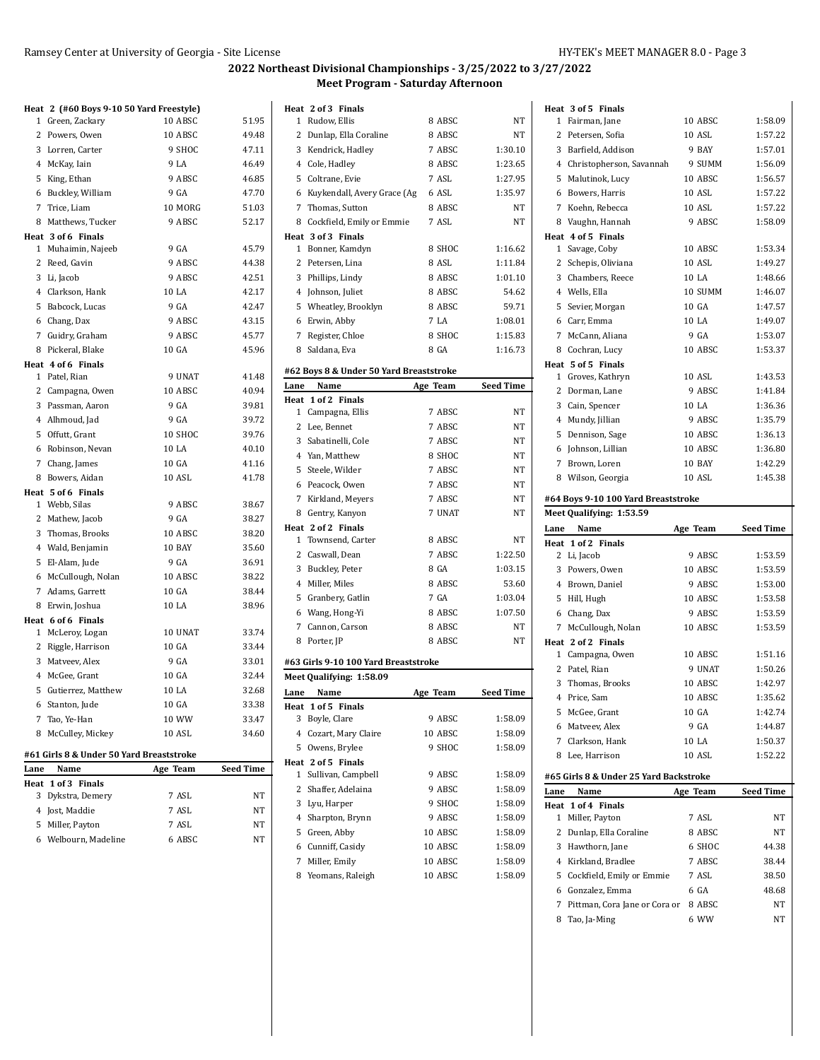# 2022 Northeast Divisional Championships - 3/25/2022 to 3/27/2022

## Meet Program - Saturday Afternoon

**Heat 2 (#60 Boys 9-10 50 Yard Freestyle)**

| Lane | Name | Age Team | Seed Time |
|---|---|---|---|
| 1 | Green, Zackary | 10 ABSC | 51.95 |
| 2 | Powers, Owen | 10 ABSC | 49.48 |
| 3 | Lorren, Carter | 9 SHOC | 47.11 |
| 4 | McKay, Iain | 9 LA | 46.49 |
| 5 | King, Ethan | 9 ABSC | 46.85 |
| 6 | Buckley, William | 9 GA | 47.70 |
| 7 | Trice, Liam | 10 MORG | 51.03 |
| 8 | Matthews, Tucker | 9 ABSC | 52.17 |
| **Heat 3 of 6 Finals** | | | |
| 1 | Muhaimin, Najeeb | 9 GA | 45.79 |
| 2 | Reed, Gavin | 9 ABSC | 44.38 |
| 3 | Li, Jacob | 9 ABSC | 42.51 |
| 4 | Clarkson, Hank | 10 LA | 42.17 |
| 5 | Babcock, Lucas | 9 GA | 42.47 |
| 6 | Chang, Dax | 9 ABSC | 43.15 |
| 7 | Guidry, Graham | 9 ABSC | 45.77 |
| 8 | Pickeral, Blake | 10 GA | 45.96 |
| **Heat 4 of 6 Finals** | | | |
| 1 | Patel, Rian | 9 UNAT | 41.48 |
| 2 | Campagna, Owen | 10 ABSC | 40.94 |
| 3 | Passman, Aaron | 9 GA | 39.81 |
| 4 | Alhmoud, Jad | 9 GA | 39.72 |
| 5 | Offutt, Grant | 10 SHOC | 39.76 |
| 6 | Robinson, Nevan | 10 LA | 40.10 |
| 7 | Chang, James | 10 GA | 41.16 |
| 8 | Bowers, Aidan | 10 ASL | 41.78 |
| **Heat 5 of 6 Finals** | | | |
| 1 | Webb, Silas | 9 ABSC | 38.67 |
| 2 | Mathew, Jacob | 9 GA | 38.27 |
| 3 | Thomas, Brooks | 10 ABSC | 38.20 |
| 4 | Wald, Benjamin | 10 BAY | 35.60 |
| 5 | El-Alam, Jude | 9 GA | 36.91 |
| 6 | McCullough, Nolan | 10 ABSC | 38.22 |
| 7 | Adams, Garrett | 10 GA | 38.44 |
| 8 | Erwin, Joshua | 10 LA | 38.96 |
| **Heat 6 of 6 Finals** | | | |
| 1 | McLeroy, Logan | 10 UNAT | 33.74 |
| 2 | Riggle, Harrison | 10 GA | 33.44 |
| 3 | Matveev, Alex | 9 GA | 33.01 |
| 4 | McGee, Grant | 10 GA | 32.44 |
| 5 | Gutierrez, Matthew | 10 LA | 32.68 |
| 6 | Stanton, Jude | 10 GA | 33.38 |
| 7 | Tao, Ye-Han | 10 WW | 33.47 |
| 8 | McCulley, Mickey | 10 ASL | 34.60 |

**#61 Girls 8 & Under 50 Yard Breaststroke**

| Lane | Name | Age Team | Seed Time |
|---|---|---|---|
| **Heat 1 of 3 Finals** | | | |
| 3 | Dykstra, Demery | 7 ASL | NT |
| 4 | Jost, Maddie | 7 ASL | NT |
| 5 | Miller, Payton | 7 ASL | NT |
| 6 | Welbourn, Madeline | 6 ABSC | NT |
| **Heat 2 of 3 Finals** | | | |
| 1 | Rudow, Ellis | 8 ABSC | NT |
| 2 | Dunlap, Ella Coraline | 8 ABSC | NT |
| 3 | Kendrick, Hadley | 7 ABSC | 1:30.10 |
| 4 | Cole, Hadley | 8 ABSC | 1:23.65 |
| 5 | Coltrane, Evie | 7 ASL | 1:27.95 |
| 6 | Kuykendall, Avery Grace (Ag | 6 ASL | 1:35.97 |
| 7 | Thomas, Sutton | 8 ABSC | NT |
| 8 | Cockfield, Emily or Emmie | 7 ASL | NT |
| **Heat 3 of 3 Finals** | | | |
| 1 | Bonner, Kamdyn | 8 SHOC | 1:16.62 |
| 2 | Petersen, Lina | 8 ASL | 1:11.84 |
| 3 | Phillips, Lindy | 8 ABSC | 1:01.10 |
| 4 | Johnson, Juliet | 8 ABSC | 54.62 |
| 5 | Wheatley, Brooklyn | 8 ABSC | 59.71 |
| 6 | Erwin, Abby | 7 LA | 1:08.01 |
| 7 | Register, Chloe | 8 SHOC | 1:15.83 |
| 8 | Saldana, Eva | 8 GA | 1:16.73 |

**#62 Boys 8 & Under 50 Yard Breaststroke**

| Lane | Name | Age Team | Seed Time |
|---|---|---|---|
| **Heat 1 of 2 Finals** | | | |
| 1 | Campagna, Ellis | 7 ABSC | NT |
| 2 | Lee, Bennet | 7 ABSC | NT |
| 3 | Sabatinelli, Cole | 7 ABSC | NT |
| 4 | Yan, Matthew | 8 SHOC | NT |
| 5 | Steele, Wilder | 7 ABSC | NT |
| 6 | Peacock, Owen | 7 ABSC | NT |
| 7 | Kirkland, Meyers | 7 ABSC | NT |
| 8 | Gentry, Kanyon | 7 UNAT | NT |
| **Heat 2 of 2 Finals** | | | |
| 1 | Townsend, Carter | 8 ABSC | NT |
| 2 | Caswall, Dean | 7 ABSC | 1:22.50 |
| 3 | Buckley, Peter | 8 GA | 1:03.15 |
| 4 | Miller, Miles | 8 ABSC | 53.60 |
| 5 | Granbery, Gatlin | 7 GA | 1:03.04 |
| 6 | Wang, Hong-Yi | 8 ABSC | 1:07.50 |
| 7 | Cannon, Carson | 8 ABSC | NT |
| 8 | Porter, JP | 8 ABSC | NT |

**#63 Girls 9-10 100 Yard Breaststroke**

Meet Qualifying: 1:58.09

| Lane | Name | Age Team | Seed Time |
|---|---|---|---|
| **Heat 1 of 5 Finals** | | | |
| 3 | Boyle, Clare | 9 ABSC | 1:58.09 |
| 4 | Cozart, Mary Claire | 10 ABSC | 1:58.09 |
| 5 | Owens, Brylee | 9 SHOC | 1:58.09 |
| **Heat 2 of 5 Finals** | | | |
| 1 | Sullivan, Campbell | 9 ABSC | 1:58.09 |
| 2 | Shaffer, Adelaina | 9 ABSC | 1:58.09 |
| 3 | Lyu, Harper | 9 SHOC | 1:58.09 |
| 4 | Sharpton, Brynn | 9 ABSC | 1:58.09 |
| 5 | Green, Abby | 10 ABSC | 1:58.09 |
| 6 | Cunniff, Casidy | 10 ABSC | 1:58.09 |
| 7 | Miller, Emily | 10 ABSC | 1:58.09 |
| 8 | Yeomans, Raleigh | 10 ABSC | 1:58.09 |
| **Heat 3 of 5 Finals** | | | |
| 1 | Fairman, Jane | 10 ABSC | 1:58.09 |
| 2 | Petersen, Sofia | 10 ASL | 1:57.22 |
| 3 | Barfield, Addison | 9 BAY | 1:57.01 |
| 4 | Christopherson, Savannah | 9 SUMM | 1:56.09 |
| 5 | Malutinok, Lucy | 10 ABSC | 1:56.57 |
| 6 | Bowers, Harris | 10 ASL | 1:57.22 |
| 7 | Koehn, Rebecca | 10 ASL | 1:57.22 |
| 8 | Vaughn, Hannah | 9 ABSC | 1:58.09 |
| **Heat 4 of 5 Finals** | | | |
| 1 | Savage, Coby | 10 ABSC | 1:53.34 |
| 2 | Schepis, Oliviana | 10 ASL | 1:49.27 |
| 3 | Chambers, Reece | 10 LA | 1:48.66 |
| 4 | Wells, Ella | 10 SUMM | 1:46.07 |
| 5 | Sevier, Morgan | 10 GA | 1:47.57 |
| 6 | Carr, Emma | 10 LA | 1:49.07 |
| 7 | McCann, Aliana | 9 GA | 1:53.07 |
| 8 | Cochran, Lucy | 10 ABSC | 1:53.37 |
| **Heat 5 of 5 Finals** | | | |
| 1 | Groves, Kathryn | 10 ASL | 1:43.53 |
| 2 | Dorman, Lane | 9 ABSC | 1:41.84 |
| 3 | Cain, Spencer | 10 LA | 1:36.36 |
| 4 | Mundy, Jillian | 9 ABSC | 1:35.79 |
| 5 | Dennison, Sage | 10 ABSC | 1:36.13 |
| 6 | Johnson, Lillian | 10 ABSC | 1:36.80 |
| 7 | Brown, Loren | 10 BAY | 1:42.29 |
| 8 | Wilson, Georgia | 10 ASL | 1:45.38 |

**#64 Boys 9-10 100 Yard Breaststroke**

Meet Qualifying: 1:53.59

| Lane | Name | Age Team | Seed Time |
|---|---|---|---|
| **Heat 1 of 2 Finals** | | | |
| 2 | Li, Jacob | 9 ABSC | 1:53.59 |
| 3 | Powers, Owen | 10 ABSC | 1:53.59 |
| 4 | Brown, Daniel | 9 ABSC | 1:53.00 |
| 5 | Hill, Hugh | 10 ABSC | 1:53.58 |
| 6 | Chang, Dax | 9 ABSC | 1:53.59 |
| 7 | McCullough, Nolan | 10 ABSC | 1:53.59 |
| **Heat 2 of 2 Finals** | | | |
| 1 | Campagna, Owen | 10 ABSC | 1:51.16 |
| 2 | Patel, Rian | 9 UNAT | 1:50.26 |
| 3 | Thomas, Brooks | 10 ABSC | 1:42.97 |
| 4 | Price, Sam | 10 ABSC | 1:35.62 |
| 5 | McGee, Grant | 10 GA | 1:42.74 |
| 6 | Matveev, Alex | 9 GA | 1:44.87 |
| 7 | Clarkson, Hank | 10 LA | 1:50.37 |
| 8 | Lee, Harrison | 10 ASL | 1:52.22 |

**#65 Girls 8 & Under 25 Yard Backstroke**

| Lane | Name | Age Team | Seed Time |
|---|---|---|---|
| **Heat 1 of 4 Finals** | | | |
| 1 | Miller, Payton | 7 ASL | NT |
| 2 | Dunlap, Ella Coraline | 8 ABSC | NT |
| 3 | Hawthorn, Jane | 6 SHOC | 44.38 |
| 4 | Kirkland, Bradlee | 7 ABSC | 38.44 |
| 5 | Cockfield, Emily or Emmie | 7 ASL | 38.50 |
| 6 | Gonzalez, Emma | 6 GA | 48.68 |
| 7 | Pittman, Cora Jane or Cora or | 8 ABSC | NT |
| 8 | Tao, Ja-Ming | 6 WW | NT |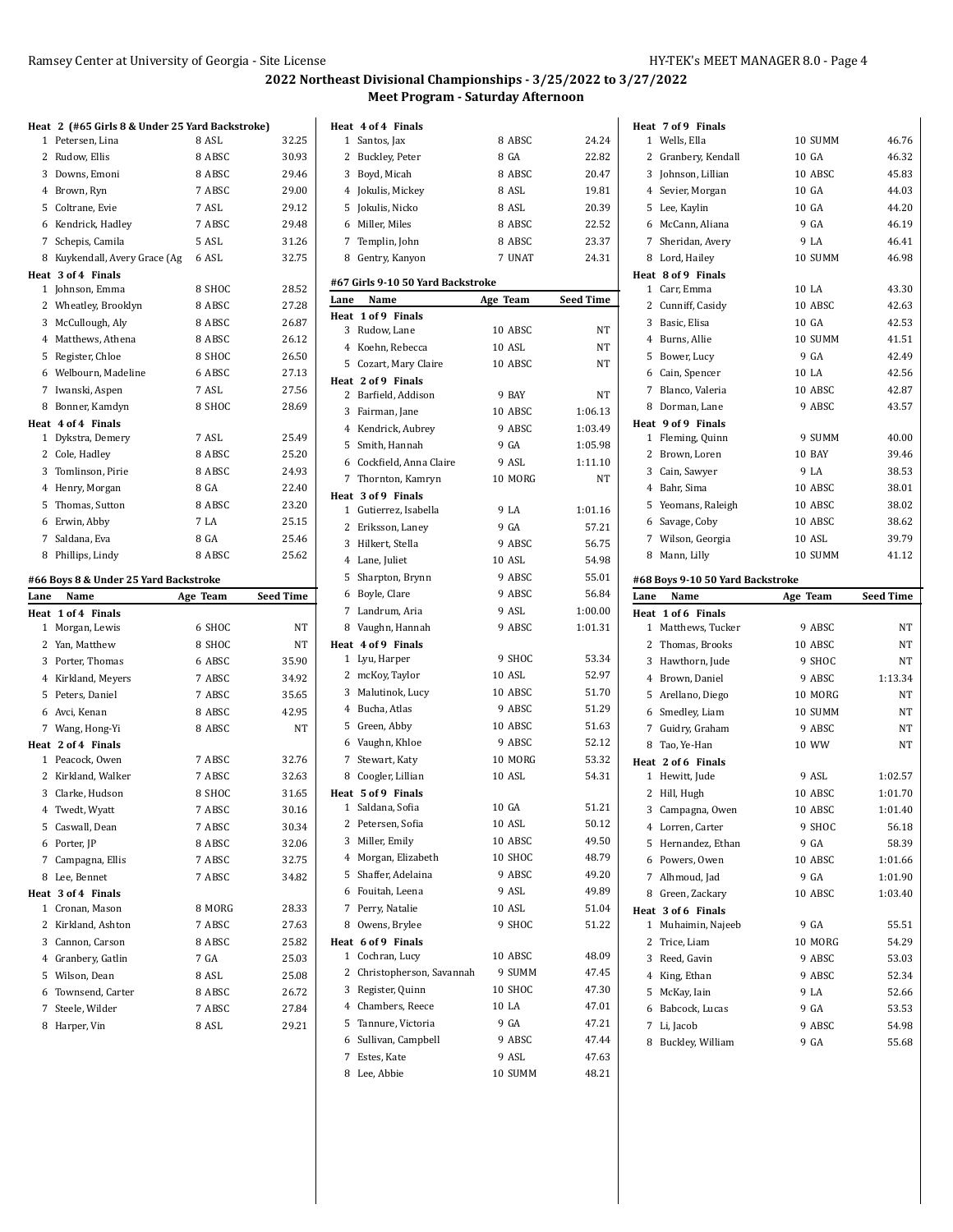## 2022 Northeast Divisional Championships - 3/25/2022 to 3/27/2022
### Meet Program - Saturday Afternoon

**Heat 2 (#65 Girls 8 & Under 25 Yard Backstroke)**

| Lane | Name | Age | Team | Seed Time |
|---|---|---|---|---|
| 1 | Petersen, Lina | 8 | ASL | 32.25 |
| 2 | Rudow, Ellis | 8 | ABSC | 30.93 |
| 3 | Downs, Emoni | 8 | ABSC | 29.46 |
| 4 | Brown, Ryn | 7 | ABSC | 29.00 |
| 5 | Coltrane, Evie | 7 | ASL | 29.12 |
| 6 | Kendrick, Hadley | 7 | ABSC | 29.48 |
| 7 | Schepis, Camila | 5 | ASL | 31.26 |
| 8 | Kuykendall, Avery Grace (Ag | 6 | ASL | 32.75 |

**Heat 3 of 4 Finals**

| Lane | Name | Age | Team | Seed Time |
|---|---|---|---|---|
| 1 | Johnson, Emma | 8 | SHOC | 28.52 |
| 2 | Wheatley, Brooklyn | 8 | ABSC | 27.28 |
| 3 | McCullough, Aly | 8 | ABSC | 26.87 |
| 4 | Matthews, Athena | 8 | ABSC | 26.12 |
| 5 | Register, Chloe | 8 | SHOC | 26.50 |
| 6 | Welbourn, Madeline | 6 | ABSC | 27.13 |
| 7 | Iwanski, Aspen | 7 | ASL | 27.56 |
| 8 | Bonner, Kamdyn | 8 | SHOC | 28.69 |

**Heat 4 of 4 Finals**

| Lane | Name | Age | Team | Seed Time |
|---|---|---|---|---|
| 1 | Dykstra, Demery | 7 | ASL | 25.49 |
| 2 | Cole, Hadley | 8 | ABSC | 25.20 |
| 3 | Tomlinson, Pirie | 8 | ABSC | 24.93 |
| 4 | Henry, Morgan | 8 | GA | 22.40 |
| 5 | Thomas, Sutton | 8 | ABSC | 23.20 |
| 6 | Erwin, Abby | 7 | LA | 25.15 |
| 7 | Saldana, Eva | 8 | GA | 25.46 |
| 8 | Phillips, Lindy | 8 | ABSC | 25.62 |

### #66 Boys 8 & Under 25 Yard Backstroke

| Lane | Name | Age | Team | Seed Time |
|---|---|---|---|---|
| **Heat 1 of 4 Finals** | | | | |
| 1 | Morgan, Lewis | 6 | SHOC | NT |
| 2 | Yan, Matthew | 8 | SHOC | NT |
| 3 | Porter, Thomas | 6 | ABSC | 35.90 |
| 4 | Kirkland, Meyers | 7 | ABSC | 34.92 |
| 5 | Peters, Daniel | 7 | ABSC | 35.65 |
| 6 | Avci, Kenan | 8 | ABSC | 42.95 |
| 7 | Wang, Hong-Yi | 8 | ABSC | NT |
| **Heat 2 of 4 Finals** | | | | |
| 1 | Peacock, Owen | 7 | ABSC | 32.76 |
| 2 | Kirkland, Walker | 7 | ABSC | 32.63 |
| 3 | Clarke, Hudson | 8 | SHOC | 31.65 |
| 4 | Twedt, Wyatt | 7 | ABSC | 30.16 |
| 5 | Caswall, Dean | 7 | ABSC | 30.34 |
| 6 | Porter, JP | 8 | ABSC | 32.06 |
| 7 | Campagna, Ellis | 7 | ABSC | 32.75 |
| 8 | Lee, Bennet | 7 | ABSC | 34.82 |
| **Heat 3 of 4 Finals** | | | | |
| 1 | Cronan, Mason | 8 | MORG | 28.33 |
| 2 | Kirkland, Ashton | 7 | ABSC | 27.63 |
| 3 | Cannon, Carson | 8 | ABSC | 25.82 |
| 4 | Granbery, Gatlin | 7 | GA | 25.03 |
| 5 | Wilson, Dean | 8 | ASL | 25.08 |
| 6 | Townsend, Carter | 8 | ABSC | 26.72 |
| 7 | Steele, Wilder | 7 | ABSC | 27.84 |
| 8 | Harper, Vin | 8 | ASL | 29.21 |
| **Heat 4 of 4 Finals** | | | | |
| 1 | Santos, Jax | 8 | ABSC | 24.24 |
| 2 | Buckley, Peter | 8 | GA | 22.82 |
| 3 | Boyd, Micah | 8 | ABSC | 20.47 |
| 4 | Jokulis, Mickey | 8 | ASL | 19.81 |
| 5 | Jokulis, Nicko | 8 | ASL | 20.39 |
| 6 | Miller, Miles | 8 | ABSC | 22.52 |
| 7 | Templin, John | 8 | ABSC | 23.37 |
| 8 | Gentry, Kanyon | 7 | UNAT | 24.31 |

### #67 Girls 9-10 50 Yard Backstroke

| Lane | Name | Age | Team | Seed Time |
|---|---|---|---|---|
| **Heat 1 of 9 Finals** | | | | |
| 3 | Rudow, Lane | 10 | ABSC | NT |
| 4 | Koehn, Rebecca | 10 | ASL | NT |
| 5 | Cozart, Mary Claire | 10 | ABSC | NT |
| **Heat 2 of 9 Finals** | | | | |
| 2 | Barfield, Addison | 9 | BAY | NT |
| 3 | Fairman, Jane | 10 | ABSC | 1:06.13 |
| 4 | Kendrick, Aubrey | 9 | ABSC | 1:03.49 |
| 5 | Smith, Hannah | 9 | GA | 1:05.98 |
| 6 | Cockfield, Anna Claire | 9 | ASL | 1:11.10 |
| 7 | Thornton, Kamryn | 10 | MORG | NT |
| **Heat 3 of 9 Finals** | | | | |
| 1 | Gutierrez, Isabella | 9 | LA | 1:01.16 |
| 2 | Eriksson, Laney | 9 | GA | 57.21 |
| 3 | Hilkert, Stella | 9 | ABSC | 56.75 |
| 4 | Lane, Juliet | 10 | ASL | 54.98 |
| 5 | Sharpton, Brynn | 9 | ABSC | 55.01 |
| 6 | Boyle, Clare | 9 | ABSC | 56.84 |
| 7 | Landrum, Aria | 9 | ASL | 1:00.00 |
| 8 | Vaughn, Hannah | 9 | ABSC | 1:01.31 |
| **Heat 4 of 9 Finals** | | | | |
| 1 | Lyu, Harper | 9 | SHOC | 53.34 |
| 2 | mcKoy, Taylor | 10 | ASL | 52.97 |
| 3 | Malutinok, Lucy | 10 | ABSC | 51.70 |
| 4 | Bucha, Atlas | 9 | ABSC | 51.29 |
| 5 | Green, Abby | 10 | ABSC | 51.63 |
| 6 | Vaughn, Khloe | 9 | ABSC | 52.12 |
| 7 | Stewart, Katy | 10 | MORG | 53.32 |
| 8 | Coogler, Lillian | 10 | ASL | 54.31 |
| **Heat 5 of 9 Finals** | | | | |
| 1 | Saldana, Sofia | 10 | GA | 51.21 |
| 2 | Petersen, Sofia | 10 | ASL | 50.12 |
| 3 | Miller, Emily | 10 | ABSC | 49.50 |
| 4 | Morgan, Elizabeth | 10 | SHOC | 48.79 |
| 5 | Shaffer, Adelaina | 9 | ABSC | 49.20 |
| 6 | Fouitah, Leena | 9 | ASL | 49.89 |
| 7 | Perry, Natalie | 10 | ASL | 51.04 |
| 8 | Owens, Brylee | 9 | SHOC | 51.22 |
| **Heat 6 of 9 Finals** | | | | |
| 1 | Cochran, Lucy | 10 | ABSC | 48.09 |
| 2 | Christopherson, Savannah | 9 | SUMM | 47.45 |
| 3 | Register, Quinn | 10 | SHOC | 47.30 |
| 4 | Chambers, Reece | 10 | LA | 47.01 |
| 5 | Tannure, Victoria | 9 | GA | 47.21 |
| 6 | Sullivan, Campbell | 9 | ABSC | 47.44 |
| 7 | Estes, Kate | 9 | ASL | 47.63 |
| 8 | Lee, Abbie | 10 | SUMM | 48.21 |
| **Heat 7 of 9 Finals** | | | | |
| 1 | Wells, Ella | 10 | SUMM | 46.76 |
| 2 | Granbery, Kendall | 10 | GA | 46.32 |
| 3 | Johnson, Lillian | 10 | ABSC | 45.83 |
| 4 | Sevier, Morgan | 10 | GA | 44.03 |
| 5 | Lee, Kaylin | 10 | GA | 44.20 |
| 6 | McCann, Aliana | 9 | GA | 46.19 |
| 7 | Sheridan, Avery | 9 | LA | 46.41 |
| 8 | Lord, Hailey | 10 | SUMM | 46.98 |
| **Heat 8 of 9 Finals** | | | | |
| 1 | Carr, Emma | 10 | LA | 43.30 |
| 2 | Cunniff, Casidy | 10 | ABSC | 42.63 |
| 3 | Basic, Elisa | 10 | GA | 42.53 |
| 4 | Burns, Allie | 10 | SUMM | 41.51 |
| 5 | Bower, Lucy | 9 | GA | 42.49 |
| 6 | Cain, Spencer | 10 | LA | 42.56 |
| 7 | Blanco, Valeria | 10 | ABSC | 42.87 |
| 8 | Dorman, Lane | 9 | ABSC | 43.57 |
| **Heat 9 of 9 Finals** | | | | |
| 1 | Fleming, Quinn | 9 | SUMM | 40.00 |
| 2 | Brown, Loren | 10 | BAY | 39.46 |
| 3 | Cain, Sawyer | 9 | LA | 38.53 |
| 4 | Bahr, Sima | 10 | ABSC | 38.01 |
| 5 | Yeomans, Raleigh | 10 | ABSC | 38.02 |
| 6 | Savage, Coby | 10 | ABSC | 38.62 |
| 7 | Wilson, Georgia | 10 | ASL | 39.79 |
| 8 | Mann, Lilly | 10 | SUMM | 41.12 |

### #68 Boys 9-10 50 Yard Backstroke

| Lane | Name | Age | Team | Seed Time |
|---|---|---|---|---|
| **Heat 1 of 6 Finals** | | | | |
| 1 | Matthews, Tucker | 9 | ABSC | NT |
| 2 | Thomas, Brooks | 10 | ABSC | NT |
| 3 | Hawthorn, Jude | 9 | SHOC | NT |
| 4 | Brown, Daniel | 9 | ABSC | 1:13.34 |
| 5 | Arellano, Diego | 10 | MORG | NT |
| 6 | Smedley, Liam | 10 | SUMM | NT |
| 7 | Guidry, Graham | 9 | ABSC | NT |
| 8 | Tao, Ye-Han | 10 | WW | NT |
| **Heat 2 of 6 Finals** | | | | |
| 1 | Hewitt, Jude | 9 | ASL | 1:02.57 |
| 2 | Hill, Hugh | 10 | ABSC | 1:01.70 |
| 3 | Campagna, Owen | 10 | ABSC | 1:01.40 |
| 4 | Lorren, Carter | 9 | SHOC | 56.18 |
| 5 | Hernandez, Ethan | 9 | GA | 58.39 |
| 6 | Powers, Owen | 10 | ABSC | 1:01.66 |
| 7 | Alhmoud, Jad | 9 | GA | 1:01.90 |
| 8 | Green, Zackary | 10 | ABSC | 1:03.40 |
| **Heat 3 of 6 Finals** | | | | |
| 1 | Muhaimin, Najeeb | 9 | GA | 55.51 |
| 2 | Trice, Liam | 10 | MORG | 54.29 |
| 3 | Reed, Gavin | 9 | ABSC | 53.03 |
| 4 | King, Ethan | 9 | ABSC | 52.34 |
| 5 | McKay, Iain | 9 | LA | 52.66 |
| 6 | Babcock, Lucas | 9 | GA | 53.53 |
| 7 | Li, Jacob | 9 | ABSC | 54.98 |
| 8 | Buckley, William | 9 | GA | 55.68 |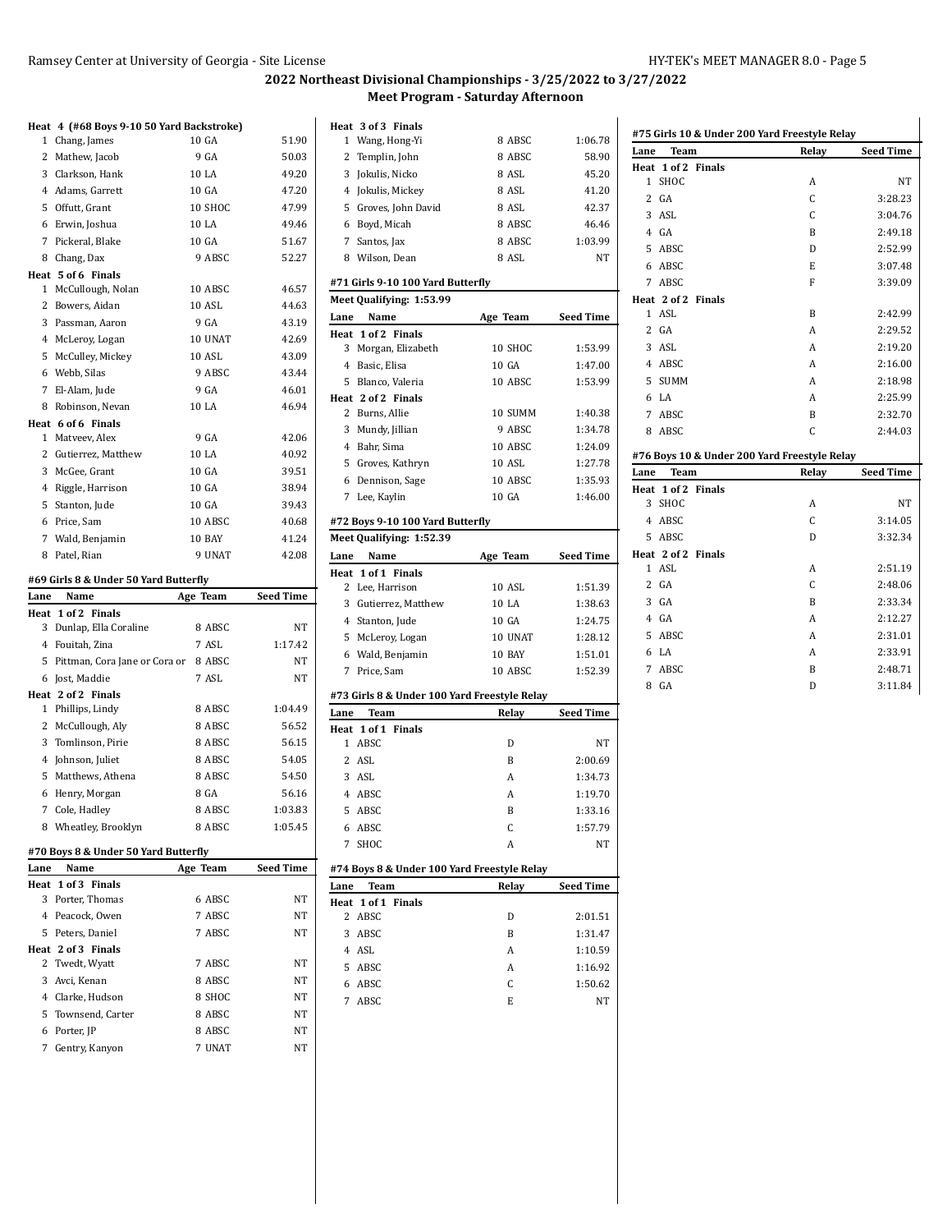## 2022 Northeast Divisional Championships - 3/25/2022 to 3/27/2022

### Meet Program - Saturday Afternoon

**Heat 4 (#68 Boys 9-10 50 Yard Backstroke)**

| Lane | Name | Age Team | Seed Time |
|---|---|---|---|
| 1 | Chang, James | 10 GA | 51.90 |
| 2 | Mathew, Jacob | 9 GA | 50.03 |
| 3 | Clarkson, Hank | 10 LA | 49.20 |
| 4 | Adams, Garrett | 10 GA | 47.20 |
| 5 | Offutt, Grant | 10 SHOC | 47.99 |
| 6 | Erwin, Joshua | 10 LA | 49.46 |
| 7 | Pickeral, Blake | 10 GA | 51.67 |
| 8 | Chang, Dax | 9 ABSC | 52.27 |
| **Heat 5 of 6 Finals** | | | |
| 1 | McCullough, Nolan | 10 ABSC | 46.57 |
| 2 | Bowers, Aidan | 10 ASL | 44.63 |
| 3 | Passman, Aaron | 9 GA | 43.19 |
| 4 | McLeroy, Logan | 10 UNAT | 42.69 |
| 5 | McCulley, Mickey | 10 ASL | 43.09 |
| 6 | Webb, Silas | 9 ABSC | 43.44 |
| 7 | El-Alam, Jude | 9 GA | 46.01 |
| 8 | Robinson, Nevan | 10 LA | 46.94 |
| **Heat 6 of 6 Finals** | | | |
| 1 | Matveev, Alex | 9 GA | 42.06 |
| 2 | Gutierrez, Matthew | 10 LA | 40.92 |
| 3 | McGee, Grant | 10 GA | 39.51 |
| 4 | Riggle, Harrison | 10 GA | 38.94 |
| 5 | Stanton, Jude | 10 GA | 39.43 |
| 6 | Price, Sam | 10 ABSC | 40.68 |
| 7 | Wald, Benjamin | 10 BAY | 41.24 |
| 8 | Patel, Rian | 9 UNAT | 42.08 |

**#69 Girls 8 & Under 50 Yard Butterfly**

| Lane | Name | Age Team | Seed Time |
|---|---|---|---|
| **Heat 1 of 2 Finals** | | | |
| 3 | Dunlap, Ella Coraline | 8 ABSC | NT |
| 4 | Fouitah, Zina | 7 ASL | 1:17.42 |
| 5 | Pittman, Cora Jane or Cora or | 8 ABSC | NT |
| 6 | Jost, Maddie | 7 ASL | NT |
| **Heat 2 of 2 Finals** | | | |
| 1 | Phillips, Lindy | 8 ABSC | 1:04.49 |
| 2 | McCullough, Aly | 8 ABSC | 56.52 |
| 3 | Tomlinson, Pirie | 8 ABSC | 56.15 |
| 4 | Johnson, Juliet | 8 ABSC | 54.05 |
| 5 | Matthews, Athena | 8 ABSC | 54.50 |
| 6 | Henry, Morgan | 8 GA | 56.16 |
| 7 | Cole, Hadley | 8 ABSC | 1:03.83 |
| 8 | Wheatley, Brooklyn | 8 ABSC | 1:05.45 |

**#70 Boys 8 & Under 50 Yard Butterfly**

| Lane | Name | Age Team | Seed Time |
|---|---|---|---|
| **Heat 1 of 3 Finals** | | | |
| 3 | Porter, Thomas | 6 ABSC | NT |
| 4 | Peacock, Owen | 7 ABSC | NT |
| 5 | Peters, Daniel | 7 ABSC | NT |
| **Heat 2 of 3 Finals** | | | |
| 2 | Twedt, Wyatt | 7 ABSC | NT |
| 3 | Avci, Kenan | 8 ABSC | NT |
| 4 | Clarke, Hudson | 8 SHOC | NT |
| 5 | Townsend, Carter | 8 ABSC | NT |
| 6 | Porter, JP | 8 ABSC | NT |
| 7 | Gentry, Kanyon | 7 UNAT | NT |
| **Heat 3 of 3 Finals** | | | |
| 1 | Wang, Hong-Yi | 8 ABSC | 1:06.78 |
| 2 | Templin, John | 8 ABSC | 58.90 |
| 3 | Jokulis, Nicko | 8 ASL | 45.20 |
| 4 | Jokulis, Mickey | 8 ASL | 41.20 |
| 5 | Groves, John David | 8 ASL | 42.37 |
| 6 | Boyd, Micah | 8 ABSC | 46.46 |
| 7 | Santos, Jax | 8 ABSC | 1:03.99 |
| 8 | Wilson, Dean | 8 ASL | NT |

**#71 Girls 9-10 100 Yard Butterfly**

**Meet Qualifying: 1:53.99**

| Lane | Name | Age Team | Seed Time |
|---|---|---|---|
| **Heat 1 of 2 Finals** | | | |
| 3 | Morgan, Elizabeth | 10 SHOC | 1:53.99 |
| 4 | Basic, Elisa | 10 GA | 1:47.00 |
| 5 | Blanco, Valeria | 10 ABSC | 1:53.99 |
| **Heat 2 of 2 Finals** | | | |
| 2 | Burns, Allie | 10 SUMM | 1:40.38 |
| 3 | Mundy, Jillian | 9 ABSC | 1:34.78 |
| 4 | Bahr, Sima | 10 ABSC | 1:24.09 |
| 5 | Groves, Kathryn | 10 ASL | 1:27.78 |
| 6 | Dennison, Sage | 10 ABSC | 1:35.93 |
| 7 | Lee, Kaylin | 10 GA | 1:46.00 |

**#72 Boys 9-10 100 Yard Butterfly**

**Meet Qualifying: 1:52.39**

| Lane | Name | Age Team | Seed Time |
|---|---|---|---|
| **Heat 1 of 1 Finals** | | | |
| 2 | Lee, Harrison | 10 ASL | 1:51.39 |
| 3 | Gutierrez, Matthew | 10 LA | 1:38.63 |
| 4 | Stanton, Jude | 10 GA | 1:24.75 |
| 5 | McLeroy, Logan | 10 UNAT | 1:28.12 |
| 6 | Wald, Benjamin | 10 BAY | 1:51.01 |
| 7 | Price, Sam | 10 ABSC | 1:52.39 |

**#73 Girls 8 & Under 100 Yard Freestyle Relay**

| Lane | Team | Relay | Seed Time |
|---|---|---|---|
| **Heat 1 of 1 Finals** | | | |
| 1 | ABSC | D | NT |
| 2 | ASL | B | 2:00.69 |
| 3 | ASL | A | 1:34.73 |
| 4 | ABSC | A | 1:19.70 |
| 5 | ABSC | B | 1:33.16 |
| 6 | ABSC | C | 1:57.79 |
| 7 | SHOC | A | NT |

**#74 Boys 8 & Under 100 Yard Freestyle Relay**

| Lane | Team | Relay | Seed Time |
|---|---|---|---|
| **Heat 1 of 1 Finals** | | | |
| 2 | ABSC | D | 2:01.51 |
| 3 | ABSC | B | 1:31.47 |
| 4 | ASL | A | 1:10.59 |
| 5 | ABSC | A | 1:16.92 |
| 6 | ABSC | C | 1:50.62 |
| 7 | ABSC | E | NT |

**#75 Girls 10 & Under 200 Yard Freestyle Relay**

| Lane | Team | Relay | Seed Time |
|---|---|---|---|
| **Heat 1 of 2 Finals** | | | |
| 1 | SHOC | A | NT |
| 2 | GA | C | 3:28.23 |
| 3 | ASL | C | 3:04.76 |
| 4 | GA | B | 2:49.18 |
| 5 | ABSC | D | 2:52.99 |
| 6 | ABSC | E | 3:07.48 |
| 7 | ABSC | F | 3:39.09 |
| **Heat 2 of 2 Finals** | | | |
| 1 | ASL | B | 2:42.99 |
| 2 | GA | A | 2:29.52 |
| 3 | ASL | A | 2:19.20 |
| 4 | ABSC | A | 2:16.00 |
| 5 | SUMM | A | 2:18.98 |
| 6 | LA | A | 2:25.99 |
| 7 | ABSC | B | 2:32.70 |
| 8 | ABSC | C | 2:44.03 |

**#76 Boys 10 & Under 200 Yard Freestyle Relay**

| Lane | Team | Relay | Seed Time |
|---|---|---|---|
| **Heat 1 of 2 Finals** | | | |
| 3 | SHOC | A | NT |
| 4 | ABSC | C | 3:14.05 |
| 5 | ABSC | D | 3:32.34 |
| **Heat 2 of 2 Finals** | | | |
| 1 | ASL | A | 2:51.19 |
| 2 | GA | C | 2:48.06 |
| 3 | GA | B | 2:33.34 |
| 4 | GA | A | 2:12.27 |
| 5 | ABSC | A | 2:31.01 |
| 6 | LA | A | 2:33.91 |
| 7 | ABSC | B | 2:48.71 |
| 8 | GA | D | 3:11.84 |